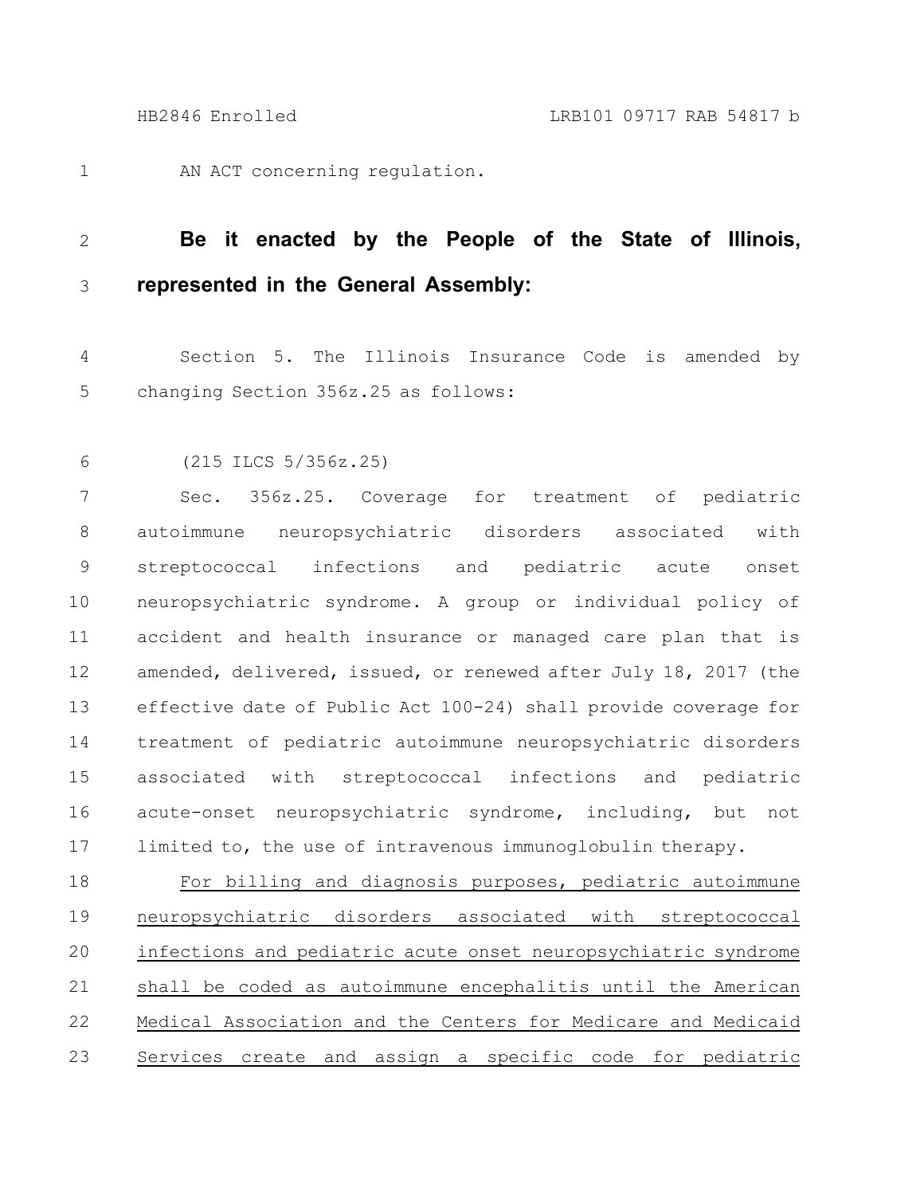AN ACT concerning regulation.

**Be it enacted by the People of the State of Illinois, represented in the General Assembly:**

Section 5. The Illinois Insurance Code is amended by changing Section 356z.25 as follows:

(215 ILCS 5/356z.25)

Sec. 356z.25. Coverage for treatment of pediatric autoimmune neuropsychiatric disorders associated with streptococcal infections and pediatric acute onset neuropsychiatric syndrome. A group or individual policy of accident and health insurance or managed care plan that is amended, delivered, issued, or renewed after July 18, 2017 (the effective date of Public Act 100-24) shall provide coverage for treatment of pediatric autoimmune neuropsychiatric disorders associated with streptococcal infections and pediatric acute-onset neuropsychiatric syndrome, including, but not limited to, the use of intravenous immunoglobulin therapy.

<u>For billing and diagnosis purposes, pediatric autoimmune neuropsychiatric disorders associated with streptococcal infections and pediatric acute onset neuropsychiatric syndrome shall be coded as autoimmune encephalitis until the American Medical Association and the Centers for Medicare and Medicaid Services create and assign a specific code for pediatric</u>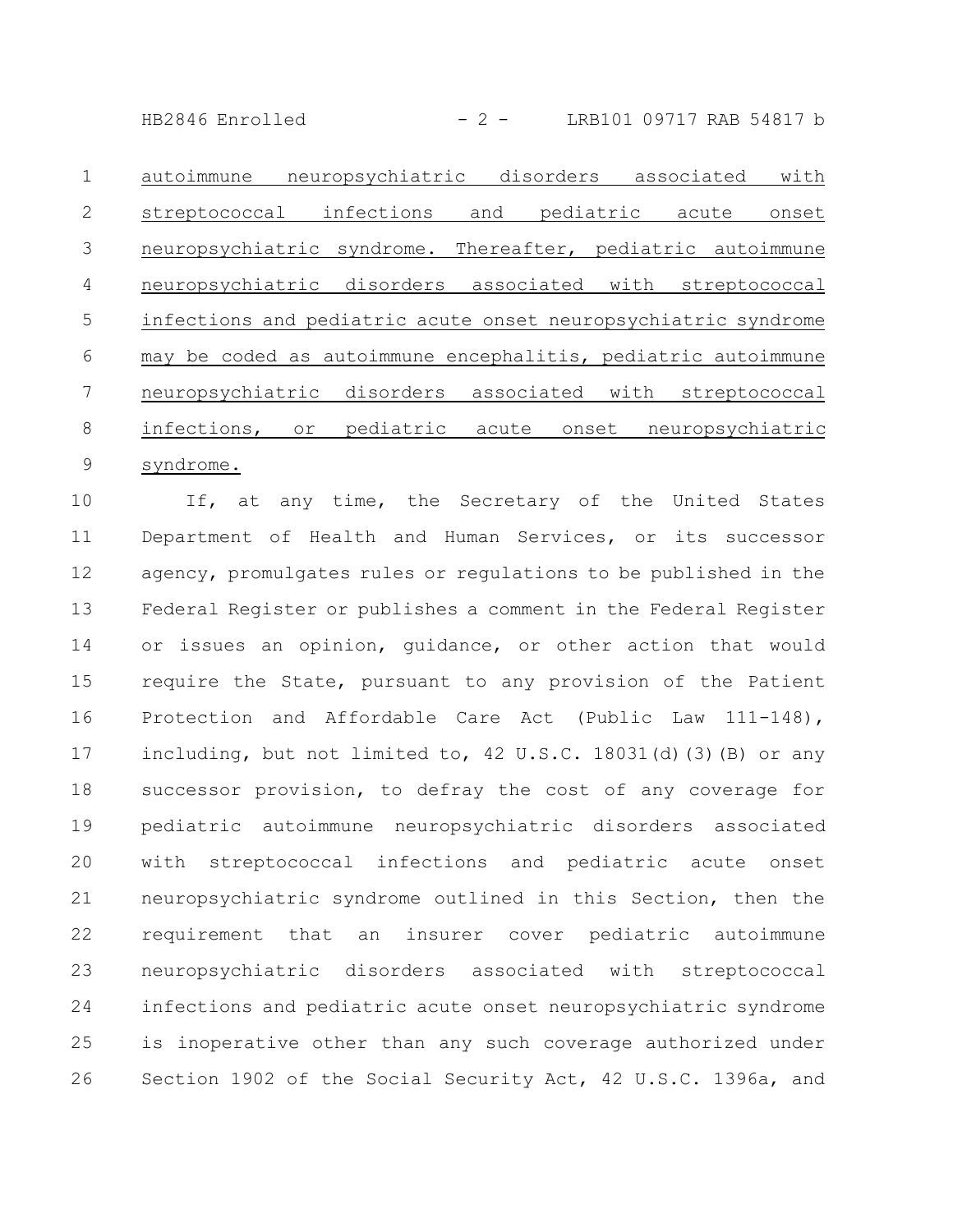autoimmune neuropsychiatric disorders associated with streptococcal infections and pediatric acute onset neuropsychiatric syndrome. Thereafter, pediatric autoimmune neuropsychiatric disorders associated with streptococcal infections and pediatric acute onset neuropsychiatric syndrome may be coded as autoimmune encephalitis, pediatric autoimmune neuropsychiatric disorders associated with streptococcal infections, or pediatric acute onset neuropsychiatric syndrome.

If, at any time, the Secretary of the United States Department of Health and Human Services, or its successor agency, promulgates rules or regulations to be published in the Federal Register or publishes a comment in the Federal Register or issues an opinion, guidance, or other action that would require the State, pursuant to any provision of the Patient Protection and Affordable Care Act (Public Law 111-148), including, but not limited to, 42 U.S.C. 18031(d)(3)(B) or any successor provision, to defray the cost of any coverage for pediatric autoimmune neuropsychiatric disorders associated with streptococcal infections and pediatric acute onset neuropsychiatric syndrome outlined in this Section, then the requirement that an insurer cover pediatric autoimmune neuropsychiatric disorders associated with streptococcal infections and pediatric acute onset neuropsychiatric syndrome is inoperative other than any such coverage authorized under Section 1902 of the Social Security Act, 42 U.S.C. 1396a, and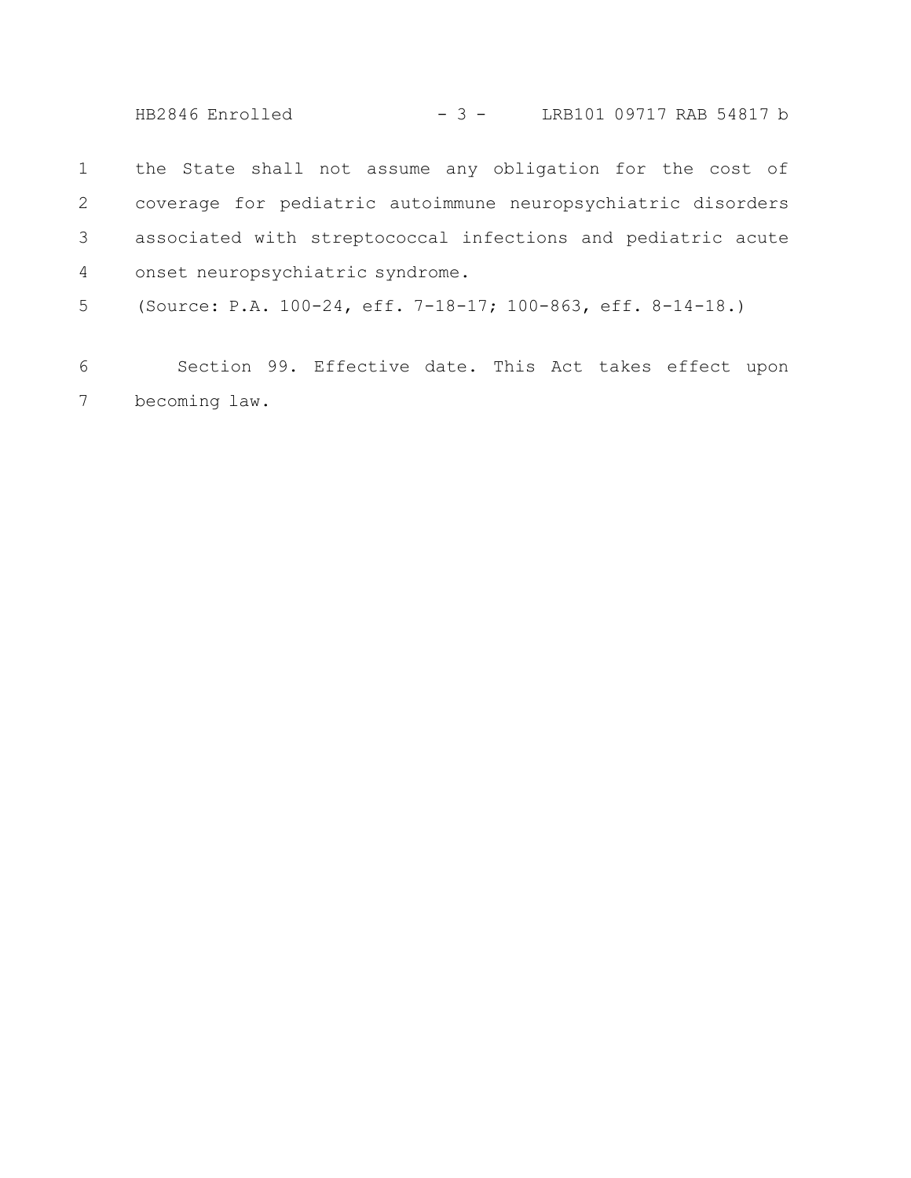the State shall not assume any obligation for the cost of coverage for pediatric autoimmune neuropsychiatric disorders associated with streptococcal infections and pediatric acute onset neuropsychiatric syndrome.

(Source: P.A. 100-24, eff. 7-18-17; 100-863, eff. 8-14-18.)

Section 99. Effective date. This Act takes effect upon becoming law.